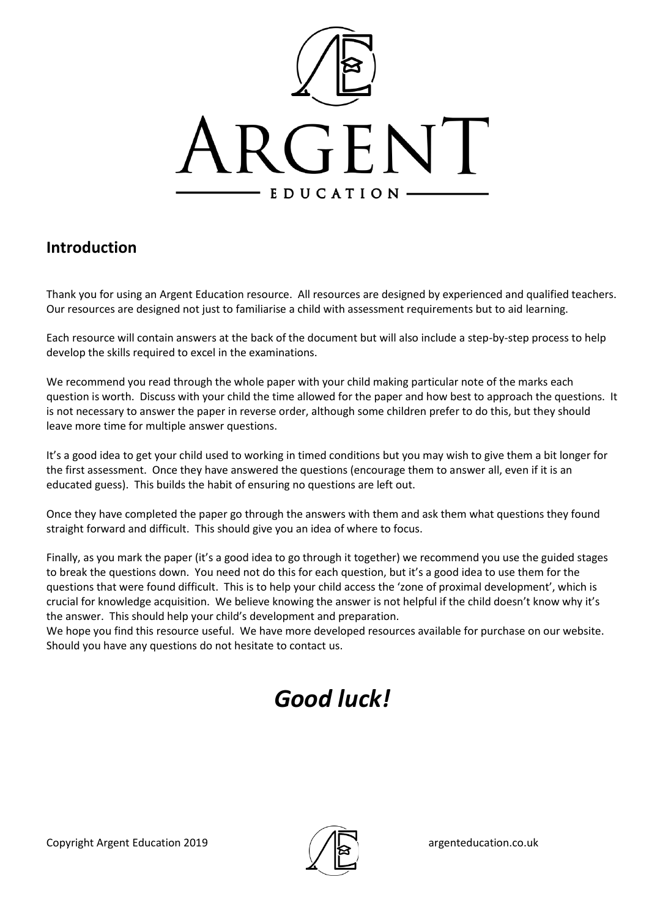# ARGENT

EDUCATION

## Introduction

Thank you for using an Argent Education resource. All resources are designed by experienced and qualified teachers. Our resources are designed not just to familiarise a child with assessment requirements but to aid learning.

Each resource will contain answers at the back of the document but will also include a step-by-step process to help develop the skills required to excel in the examinations.

We recommend you read through the whole paper with your child making particular note of the marks each question is worth. Discuss with your child the time allowed for the paper and how best to approach the questions. It is not necessary to answer the paper in reverse order, although some children prefer to do this, but they should leave more time for multiple answer questions.

It's a good idea to get your child used to working in timed conditions but you may wish to give them a bit longer for the first assessment. Once they have answered the questions (encourage them to answer all, even if it is an educated guess). This builds the habit of ensuring no questions are left out.

Once they have completed the paper go through the answers with them and ask them what questions they found straight forward and difficult. This should give you an idea of where to focus.

Finally, as you mark the paper (it's a good idea to go through it together) we recommend you use the guided stages to break the questions down. You need not do this for each question, but it's a good idea to use them for the questions that were found difficult. This is to help your child access the 'zone of proximal development', which is crucial for knowledge acquisition. We believe knowing the answer is not helpful if the child doesn't know why it's the answer. This should help your child's development and preparation.

We hope you find this resource useful. We have more developed resources available for purchase on our website. Should you have any questions do not hesitate to contact us.

# *Good luck!*

Copyright Argent Education 2019

argenteducation.co.uk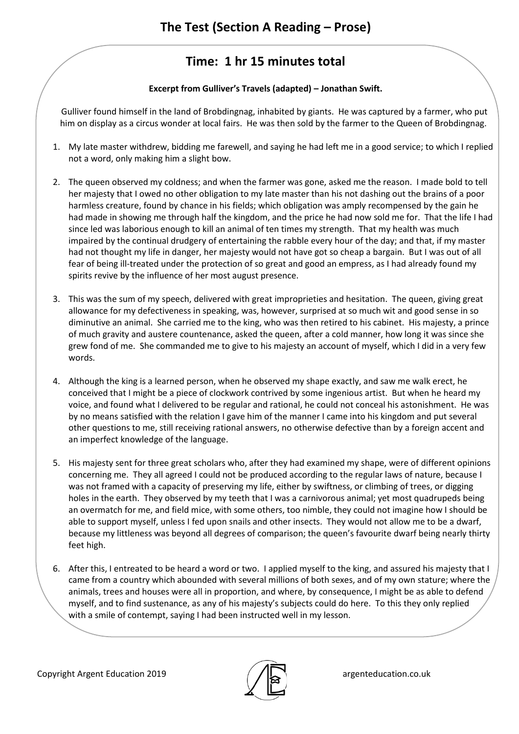# The Test (Section A Reading – Prose)

## Time: 1 hr 15 minutes total

**Excerpt from Gulliver's Travels (adapted) – Jonathan Swift.**

Gulliver found himself in the land of Brobdingnag, inhabited by giants. He was captured by a farmer, who put him on display as a circus wonder at local fairs. He was then sold by the farmer to the Queen of Brobdingnag.

1. My late master withdrew, bidding me farewell, and saying he had left me in a good service; to which I replied not a word, only making him a slight bow.

2. The queen observed my coldness; and when the farmer was gone, asked me the reason. I made bold to tell her majesty that I owed no other obligation to my late master than his not dashing out the brains of a poor harmless creature, found by chance in his fields; which obligation was amply recompensed by the gain he had made in showing me through half the kingdom, and the price he had now sold me for. That the life I had since led was laborious enough to kill an animal of ten times my strength. That my health was much impaired by the continual drudgery of entertaining the rabble every hour of the day; and that, if my master had not thought my life in danger, her majesty would not have got so cheap a bargain. But I was out of all fear of being ill-treated under the protection of so great and good an empress, as I had already found my spirits revive by the influence of her most august presence.

3. This was the sum of my speech, delivered with great improprieties and hesitation. The queen, giving great allowance for my defectiveness in speaking, was, however, surprised at so much wit and good sense in so diminutive an animal. She carried me to the king, who was then retired to his cabinet. His majesty, a prince of much gravity and austere countenance, asked the queen, after a cold manner, how long it was since she grew fond of me. She commanded me to give to his majesty an account of myself, which I did in a very few words.

4. Although the king is a learned person, when he observed my shape exactly, and saw me walk erect, he conceived that I might be a piece of clockwork contrived by some ingenious artist. But when he heard my voice, and found what I delivered to be regular and rational, he could not conceal his astonishment. He was by no means satisfied with the relation I gave him of the manner I came into his kingdom and put several other questions to me, still receiving rational answers, no otherwise defective than by a foreign accent and an imperfect knowledge of the language.

5. His majesty sent for three great scholars who, after they had examined my shape, were of different opinions concerning me. They all agreed I could not be produced according to the regular laws of nature, because I was not framed with a capacity of preserving my life, either by swiftness, or climbing of trees, or digging holes in the earth. They observed by my teeth that I was a carnivorous animal; yet most quadrupeds being an overmatch for me, and field mice, with some others, too nimble, they could not imagine how I should be able to support myself, unless I fed upon snails and other insects. They would not allow me to be a dwarf, because my littleness was beyond all degrees of comparison; the queen's favourite dwarf being nearly thirty feet high.

6. After this, I entreated to be heard a word or two. I applied myself to the king, and assured his majesty that I came from a country which abounded with several millions of both sexes, and of my own stature; where the animals, trees and houses were all in proportion, and where, by consequence, I might be as able to defend myself, and to find sustenance, as any of his majesty's subjects could do here. To this they only replied with a smile of contempt, saying I had been instructed well in my lesson.

Copyright Argent Education 2019 argenteducation.co.uk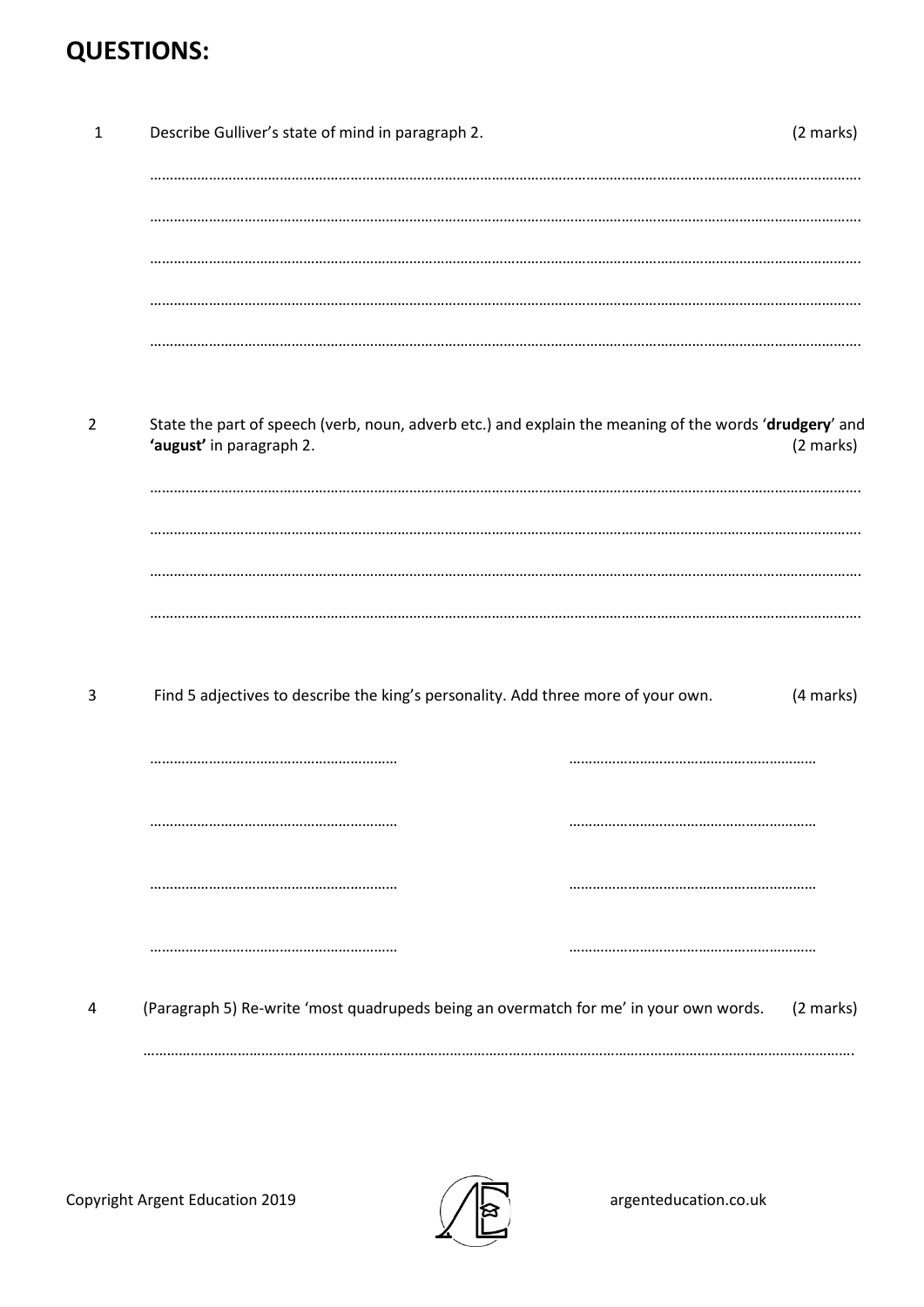# QUESTIONS:

1 Describe Gulliver's state of mind in paragraph 2. (2 marks)

……………………………………………………………………………………………………………………………………………………

……………………………………………………………………………………………………………………………………………………

……………………………………………………………………………………………………………………………………………………

……………………………………………………………………………………………………………………………………………………

……………………………………………………………………………………………………………………………………………………

2 State the part of speech (verb, noun, adverb etc.) and explain the meaning of the words '**drudgery**' and **'august'** in paragraph 2. (2 marks)

……………………………………………………………………………………………………………………………………………………

……………………………………………………………………………………………………………………………………………………

……………………………………………………………………………………………………………………………………………………

……………………………………………………………………………………………………………………………………………………

3 Find 5 adjectives to describe the king's personality. Add three more of your own. (4 marks)

…………………………………………………… ……………………………………………………

…………………………………………………… ……………………………………………………

…………………………………………………… ……………………………………………………

…………………………………………………… ……………………………………………………

4 (Paragraph 5) Re-write 'most quadrupeds being an overmatch for me' in your own words. (2 marks)

……………………………………………………………………………………………………………………………………………………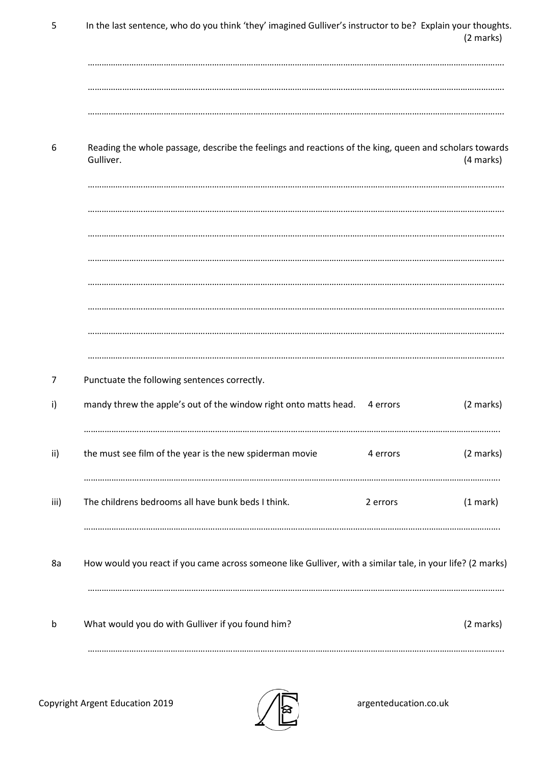5 In the last sentence, who do you think 'they' imagined Gulliver's instructor to be? Explain your thoughts. (2 marks)

……………………………………………………………………………………………………………………………………………………

……………………………………………………………………………………………………………………………………………………

……………………………………………………………………………………………………………………………………………………

6 Reading the whole passage, describe the feelings and reactions of the king, queen and scholars towards Gulliver. (4 marks)

……………………………………………………………………………………………………………………………………………………

……………………………………………………………………………………………………………………………………………………

……………………………………………………………………………………………………………………………………………………

……………………………………………………………………………………………………………………………………………………

……………………………………………………………………………………………………………………………………………………

……………………………………………………………………………………………………………………………………………………

……………………………………………………………………………………………………………………………………………………

……………………………………………………………………………………………………………………………………………………

7 Punctuate the following sentences correctly.

i) mandy threw the apple's out of the window right onto matts head. 4 errors (2 marks)

……………………………………………………………………………………………………………………………………………………

ii) the must see film of the year is the new spiderman movie 4 errors (2 marks)

……………………………………………………………………………………………………………………………………………………

iii) The childrens bedrooms all have bunk beds I think. 2 errors (1 mark)

……………………………………………………………………………………………………………………………………………………

8a How would you react if you came across someone like Gulliver, with a similar tale, in your life? (2 marks)

……………………………………………………………………………………………………………………………………………………

b What would you do with Gulliver if you found him? (2 marks)

……………………………………………………………………………………………………………………………………………………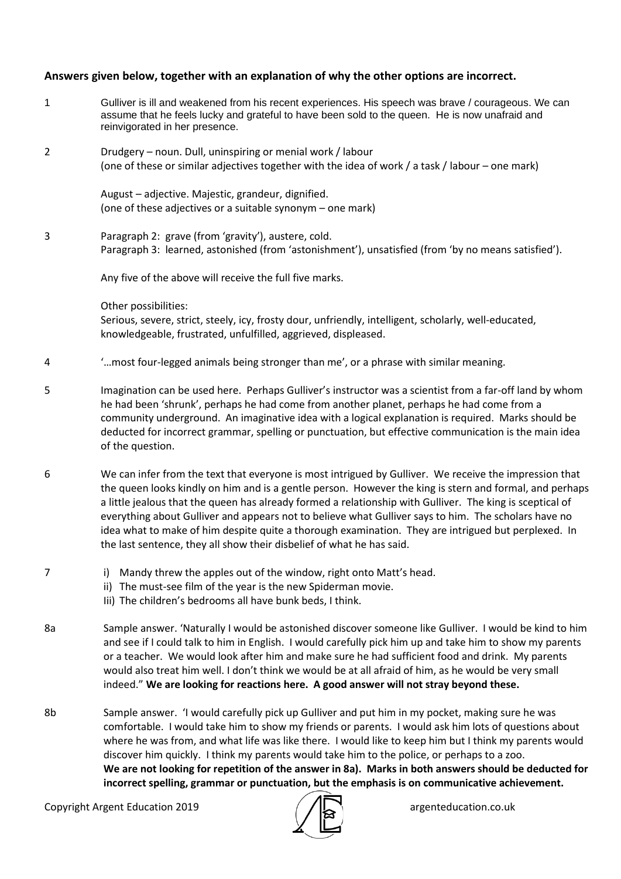**Answers given below, together with an explanation of why the other options are incorrect.**

1 Gulliver is ill and weakened from his recent experiences. His speech was brave / courageous. We can assume that he feels lucky and grateful to have been sold to the queen. He is now unafraid and reinvigorated in her presence.

2 Drudgery – noun. Dull, uninspiring or menial work / labour
(one of these or similar adjectives together with the idea of work / a task / labour – one mark)

August – adjective. Majestic, grandeur, dignified.
(one of these adjectives or a suitable synonym – one mark)

3 Paragraph 2: grave (from 'gravity'), austere, cold.
Paragraph 3: learned, astonished (from 'astonishment'), unsatisfied (from 'by no means satisfied').

Any five of the above will receive the full five marks.

Other possibilities:
Serious, severe, strict, steely, icy, frosty dour, unfriendly, intelligent, scholarly, well-educated, knowledgeable, frustrated, unfulfilled, aggrieved, displeased.

4 '…most four-legged animals being stronger than me', or a phrase with similar meaning.

5 Imagination can be used here. Perhaps Gulliver's instructor was a scientist from a far-off land by whom he had been 'shrunk', perhaps he had come from another planet, perhaps he had come from a community underground. An imaginative idea with a logical explanation is required. Marks should be deducted for incorrect grammar, spelling or punctuation, but effective communication is the main idea of the question.

6 We can infer from the text that everyone is most intrigued by Gulliver. We receive the impression that the queen looks kindly on him and is a gentle person. However the king is stern and formal, and perhaps a little jealous that the queen has already formed a relationship with Gulliver. The king is sceptical of everything about Gulliver and appears not to believe what Gulliver says to him. The scholars have no idea what to make of him despite quite a thorough examination. They are intrigued but perplexed. In the last sentence, they all show their disbelief of what he has said.

7
- i) Mandy threw the apples out of the window, right onto Matt's head.
- ii) The must-see film of the year is the new Spiderman movie.
- Iii) The children's bedrooms all have bunk beds, I think.

8a Sample answer. 'Naturally I would be astonished discover someone like Gulliver. I would be kind to him and see if I could talk to him in English. I would carefully pick him up and take him to show my parents or a teacher. We would look after him and make sure he had sufficient food and drink. My parents would also treat him well. I don't think we would be at all afraid of him, as he would be very small indeed." **We are looking for reactions here. A good answer will not stray beyond these.**

8b Sample answer. 'I would carefully pick up Gulliver and put him in my pocket, making sure he was comfortable. I would take him to show my friends or parents. I would ask him lots of questions about where he was from, and what life was like there. I would like to keep him but I think my parents would discover him quickly. I think my parents would take him to the police, or perhaps to a zoo. **We are not looking for repetition of the answer in 8a). Marks in both answers should be deducted for incorrect spelling, grammar or punctuation, but the emphasis is on communicative achievement.**

Copyright Argent Education 2019 argenteducation.co.uk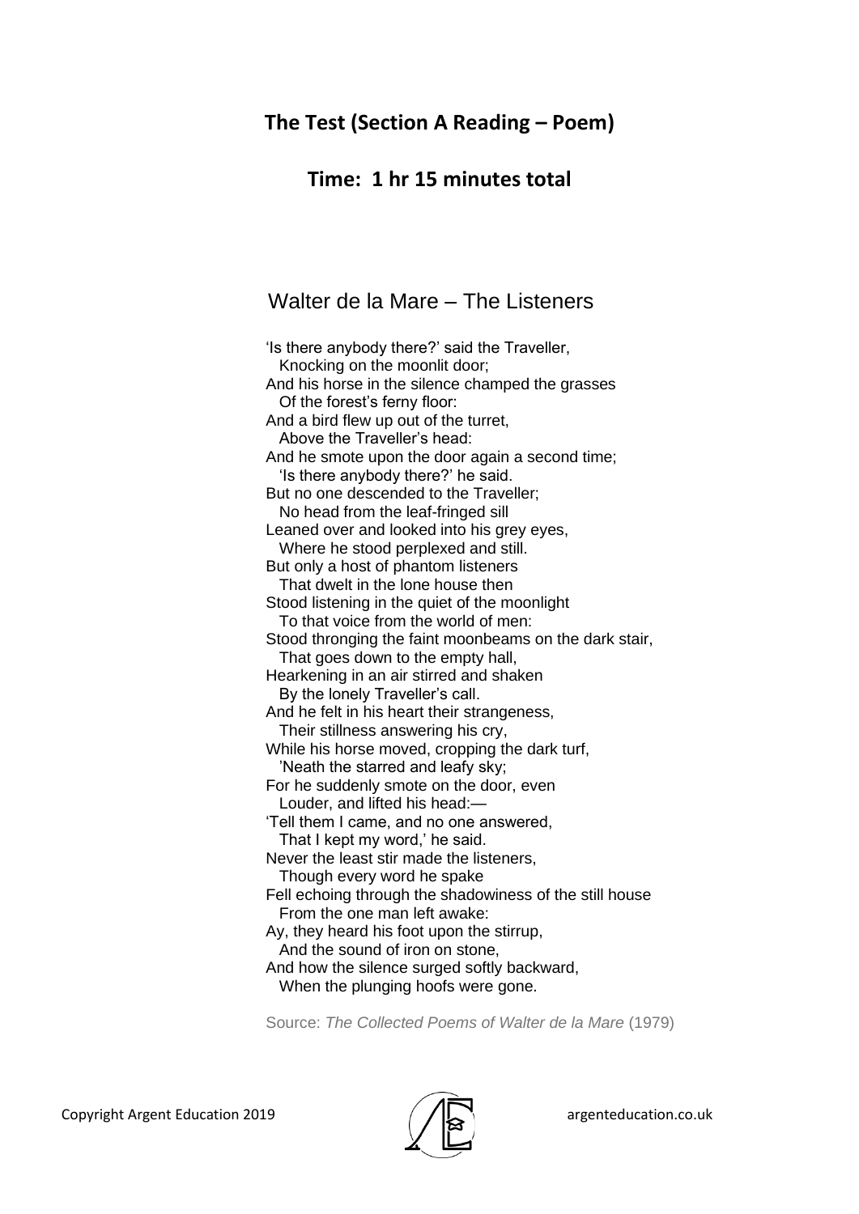## The Test (Section A Reading – Poem)

## Time: 1 hr 15 minutes total

### Walter de la Mare – The Listeners

'Is there anybody there?' said the Traveller,  
  Knocking on the moonlit door;  
And his horse in the silence champed the grasses  
  Of the forest's ferny floor:  
And a bird flew up out of the turret,  
  Above the Traveller's head:  
And he smote upon the door again a second time;  
  'Is there anybody there?' he said.  
But no one descended to the Traveller;  
  No head from the leaf-fringed sill  
Leaned over and looked into his grey eyes,  
  Where he stood perplexed and still.  
But only a host of phantom listeners  
  That dwelt in the lone house then  
Stood listening in the quiet of the moonlight  
  To that voice from the world of men:  
Stood thronging the faint moonbeams on the dark stair,  
  That goes down to the empty hall,  
Hearkening in an air stirred and shaken  
  By the lonely Traveller's call.  
And he felt in his heart their strangeness,  
  Their stillness answering his cry,  
While his horse moved, cropping the dark turf,  
  'Neath the starred and leafy sky;  
For he suddenly smote on the door, even  
  Louder, and lifted his head:—  
'Tell them I came, and no one answered,  
  That I kept my word,' he said.  
Never the least stir made the listeners,  
  Though every word he spake  
Fell echoing through the shadowiness of the still house  
  From the one man left awake:  
Ay, they heard his foot upon the stirrup,  
  And the sound of iron on stone,  
And how the silence surged softly backward,  
  When the plunging hoofs were gone.

Source: *The Collected Poems of Walter de la Mare* (1979)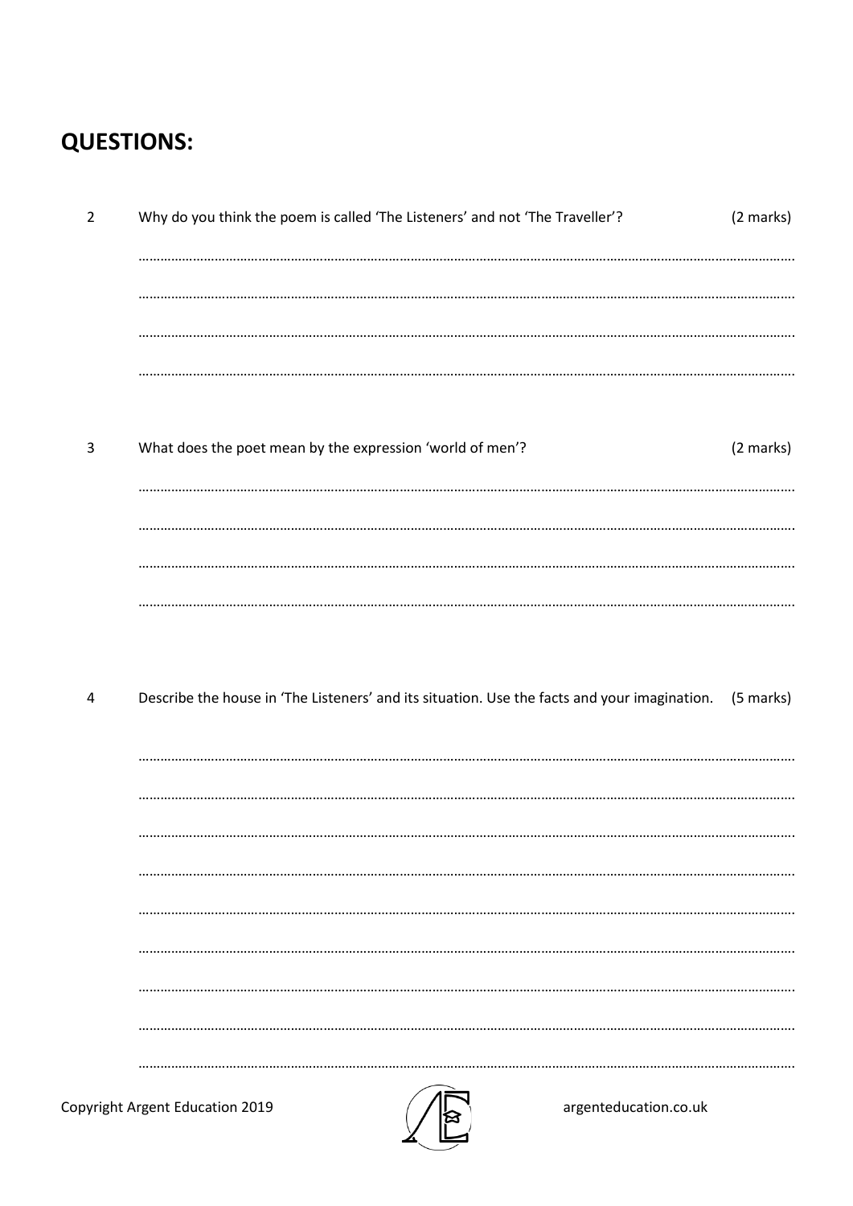# QUESTIONS:

2 Why do you think the poem is called 'The Listeners' and not 'The Traveller'? (2 marks)

………………………………………………………………………………………………………………………………………………………………

………………………………………………………………………………………………………………………………………………………………

………………………………………………………………………………………………………………………………………………………………

………………………………………………………………………………………………………………………………………………………………

3 What does the poet mean by the expression 'world of men'? (2 marks)

………………………………………………………………………………………………………………………………………………………………

………………………………………………………………………………………………………………………………………………………………

………………………………………………………………………………………………………………………………………………………………

………………………………………………………………………………………………………………………………………………………………

4 Describe the house in 'The Listeners' and its situation. Use the facts and your imagination. (5 marks)

………………………………………………………………………………………………………………………………………………………………

………………………………………………………………………………………………………………………………………………………………

………………………………………………………………………………………………………………………………………………………………

………………………………………………………………………………………………………………………………………………………………

………………………………………………………………………………………………………………………………………………………………

………………………………………………………………………………………………………………………………………………………………

………………………………………………………………………………………………………………………………………………………………

………………………………………………………………………………………………………………………………………………………………

………………………………………………………………………………………………………………………………………………………………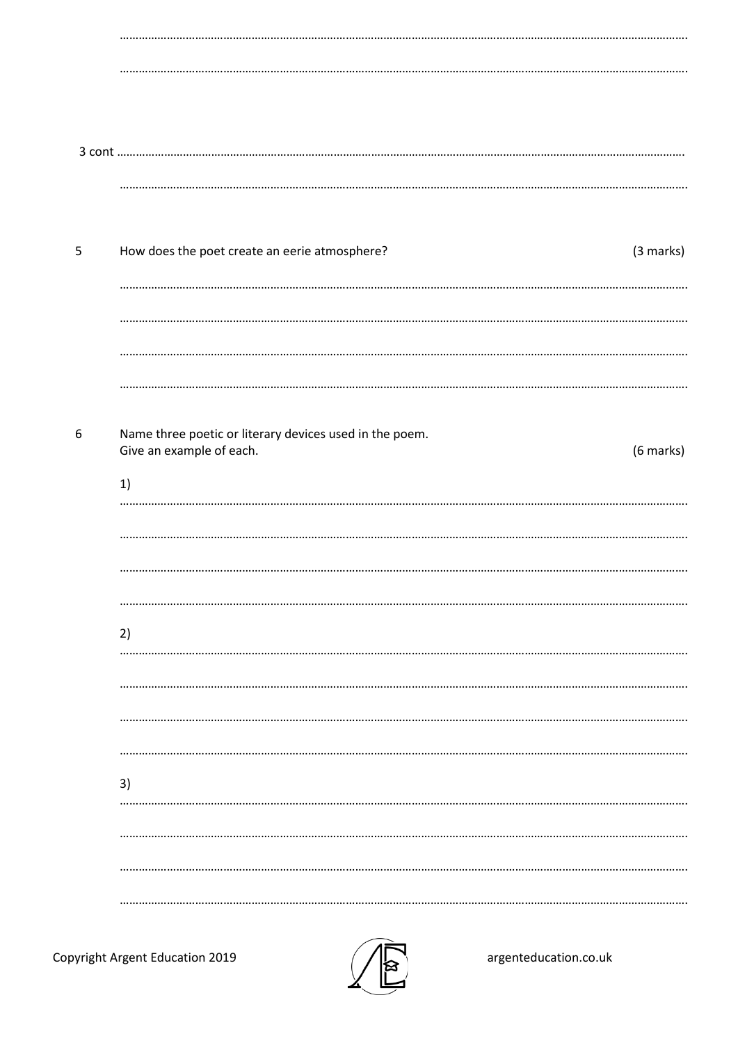3 cont

5 How does the poet create an eerie atmosphere? (3 marks)

6 Name three poetic or literary devices used in the poem.
Give an example of each. (6 marks)

1)

2)

3)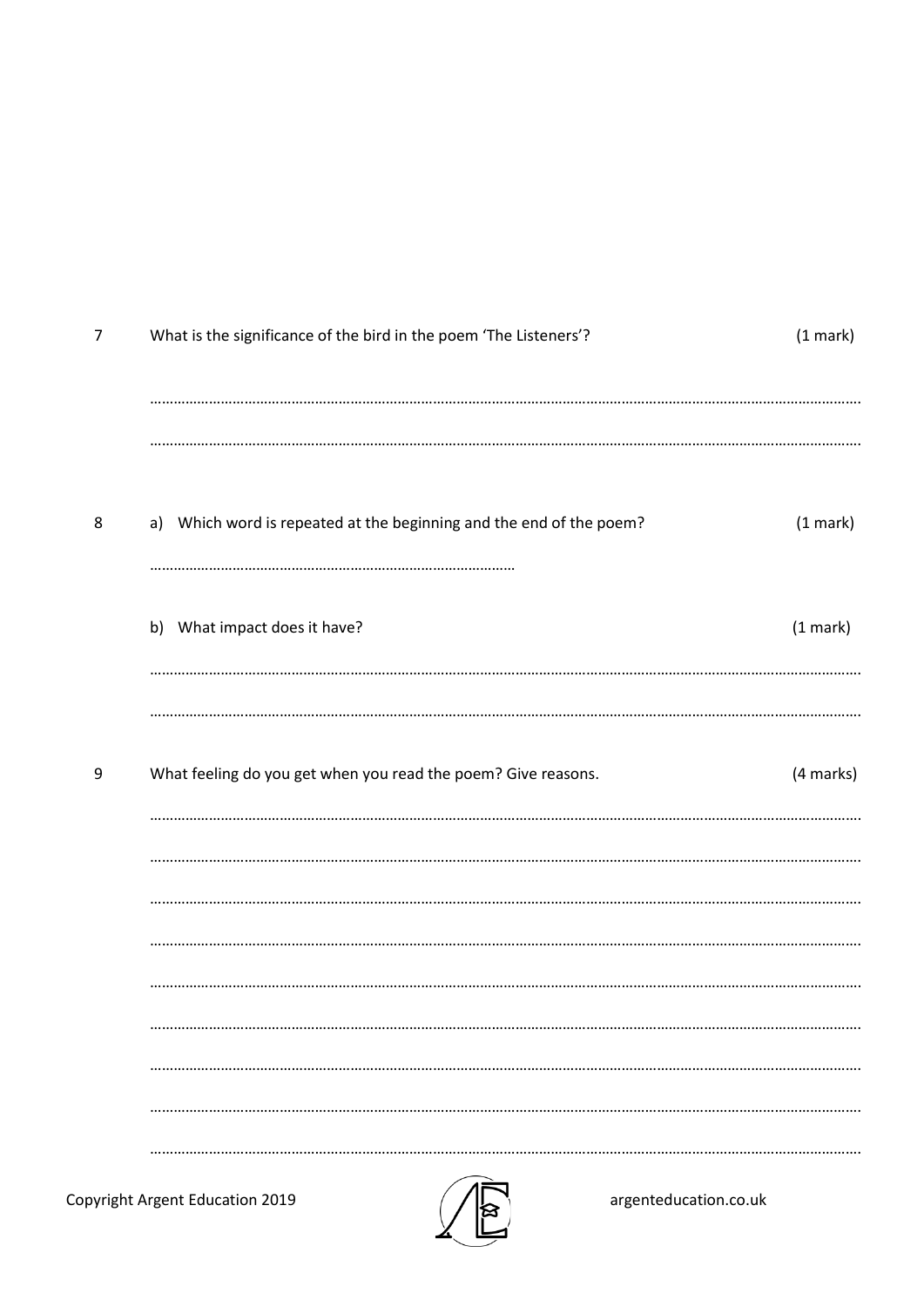7 What is the significance of the bird in the poem 'The Listeners'? (1 mark)

…………………………………………………………………………………………………………………………………………………………

…………………………………………………………………………………………………………………………………………………………

8 a) Which word is repeated at the beginning and the end of the poem? (1 mark)

…………………………………………………………………………………

b) What impact does it have? (1 mark)

…………………………………………………………………………………………………………………………………………………………

…………………………………………………………………………………………………………………………………………………………

9 What feeling do you get when you read the poem? Give reasons. (4 marks)

…………………………………………………………………………………………………………………………………………………………

…………………………………………………………………………………………………………………………………………………………

…………………………………………………………………………………………………………………………………………………………

…………………………………………………………………………………………………………………………………………………………

…………………………………………………………………………………………………………………………………………………………

…………………………………………………………………………………………………………………………………………………………

…………………………………………………………………………………………………………………………………………………………

…………………………………………………………………………………………………………………………………………………………

…………………………………………………………………………………………………………………………………………………………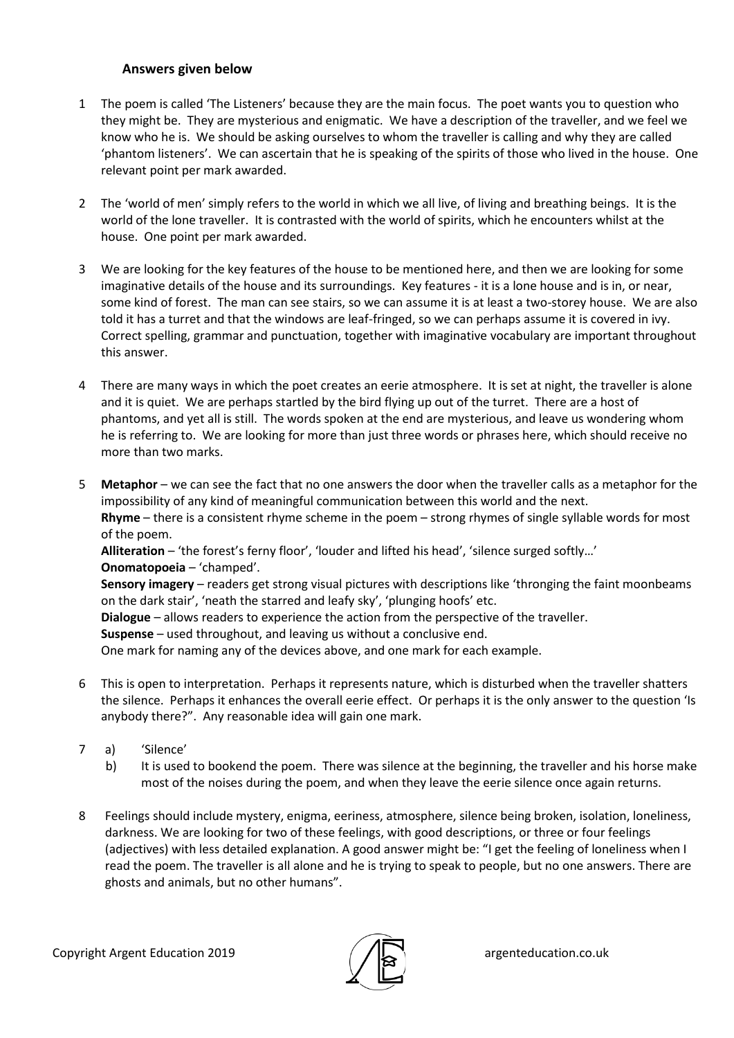**Answers given below**

1. The poem is called 'The Listeners' because they are the main focus. The poet wants you to question who they might be. They are mysterious and enigmatic. We have a description of the traveller, and we feel we know who he is. We should be asking ourselves to whom the traveller is calling and why they are called 'phantom listeners'. We can ascertain that he is speaking of the spirits of those who lived in the house. One relevant point per mark awarded.

2. The 'world of men' simply refers to the world in which we all live, of living and breathing beings. It is the world of the lone traveller. It is contrasted with the world of spirits, which he encounters whilst at the house. One point per mark awarded.

3. We are looking for the key features of the house to be mentioned here, and then we are looking for some imaginative details of the house and its surroundings. Key features - it is a lone house and is in, or near, some kind of forest. The man can see stairs, so we can assume it is at least a two-storey house. We are also told it has a turret and that the windows are leaf-fringed, so we can perhaps assume it is covered in ivy. Correct spelling, grammar and punctuation, together with imaginative vocabulary are important throughout this answer.

4. There are many ways in which the poet creates an eerie atmosphere. It is set at night, the traveller is alone and it is quiet. We are perhaps startled by the bird flying up out of the turret. There are a host of phantoms, and yet all is still. The words spoken at the end are mysterious, and leave us wondering whom he is referring to. We are looking for more than just three words or phrases here, which should receive no more than two marks.

5. **Metaphor** – we can see the fact that no one answers the door when the traveller calls as a metaphor for the impossibility of any kind of meaningful communication between this world and the next.
   **Rhyme** – there is a consistent rhyme scheme in the poem – strong rhymes of single syllable words for most of the poem.
   **Alliteration** – 'the forest's ferny floor', 'louder and lifted his head', 'silence surged softly…'
   **Onomatopoeia** – 'champed'.
   **Sensory imagery** – readers get strong visual pictures with descriptions like 'thronging the faint moonbeams on the dark stair', 'neath the starred and leafy sky', 'plunging hoofs' etc.
   **Dialogue** – allows readers to experience the action from the perspective of the traveller.
   **Suspense** – used throughout, and leaving us without a conclusive end.
   One mark for naming any of the devices above, and one mark for each example.

6. This is open to interpretation. Perhaps it represents nature, which is disturbed when the traveller shatters the silence. Perhaps it enhances the overall eerie effect. Or perhaps it is the only answer to the question 'Is anybody there?". Any reasonable idea will gain one mark.

7. a) 'Silence'
   b) It is used to bookend the poem. There was silence at the beginning, the traveller and his horse make most of the noises during the poem, and when they leave the eerie silence once again returns.

8. Feelings should include mystery, enigma, eeriness, atmosphere, silence being broken, isolation, loneliness, darkness. We are looking for two of these feelings, with good descriptions, or three or four feelings (adjectives) with less detailed explanation. A good answer might be: "I get the feeling of loneliness when I read the poem. The traveller is all alone and he is trying to speak to people, but no one answers. There are ghosts and animals, but no other humans".

Copyright Argent Education 2019 argenteducation.co.uk